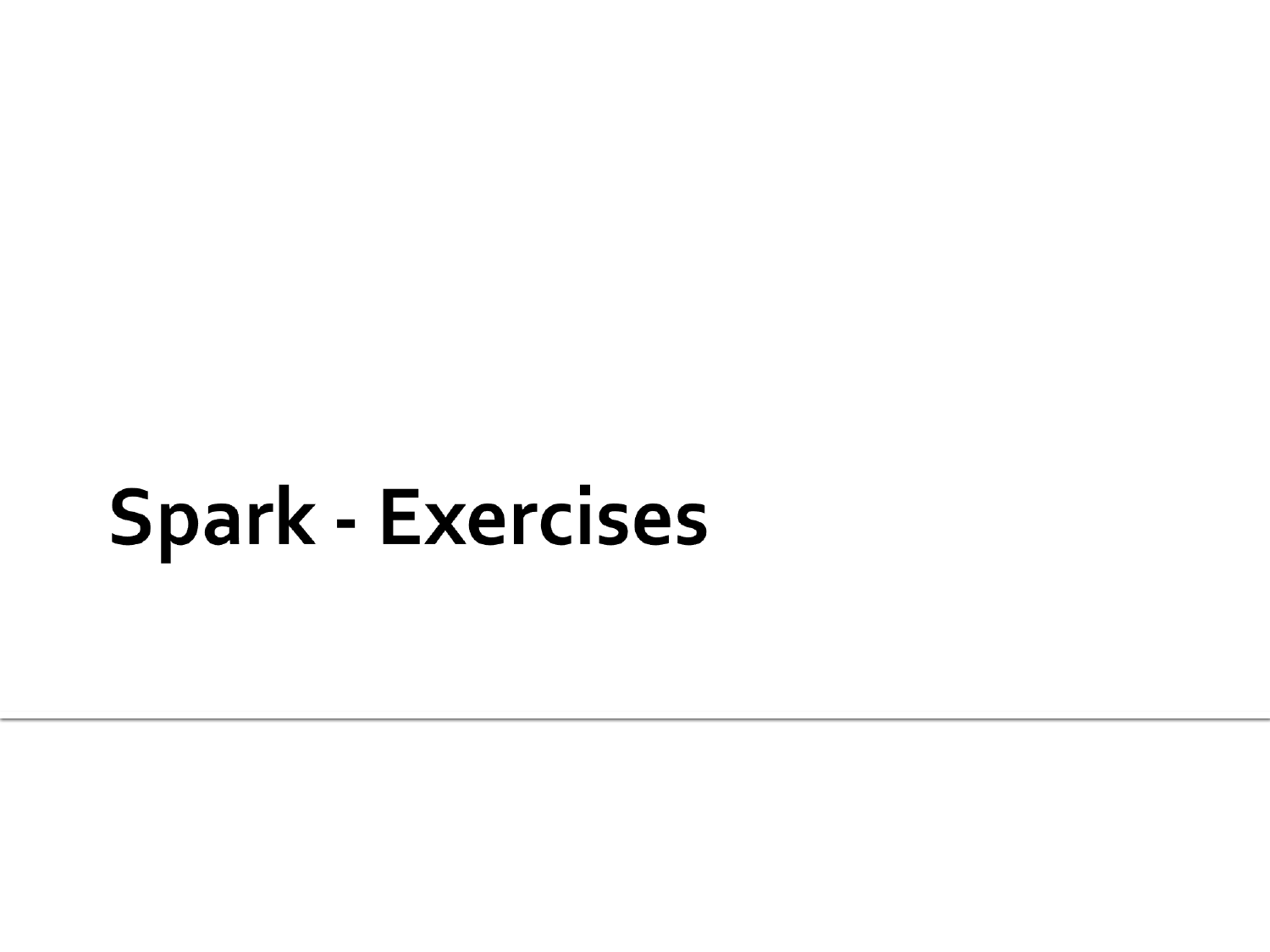# Spark - Exercises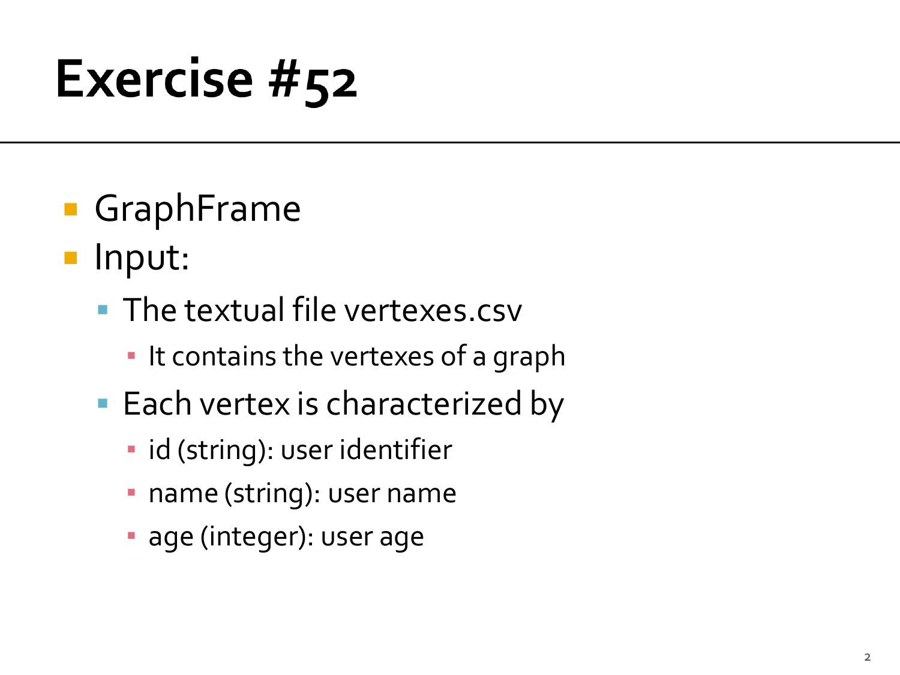# Exercise #52

- GraphFrame
- Input:
  - The textual file vertexes.csv
    - It contains the vertexes of a graph
  - Each vertex is characterized by
    - id (string): user identifier
    - name (string): user name
    - age (integer): user age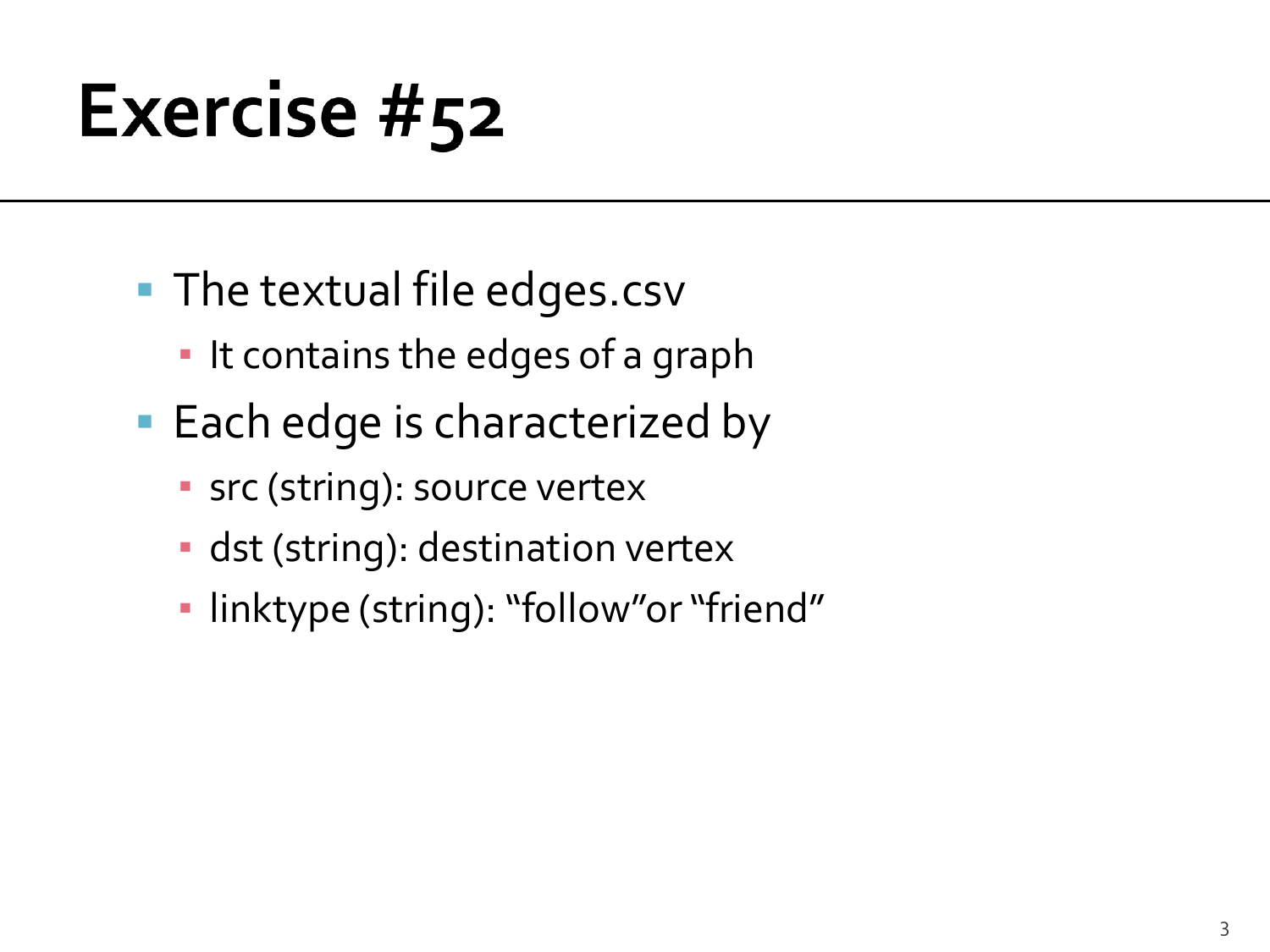# Exercise #52

- The textual file edges.csv
  - It contains the edges of a graph
- Each edge is characterized by
  - src (string): source vertex
  - dst (string): destination vertex
  - linktype (string): "follow"or "friend"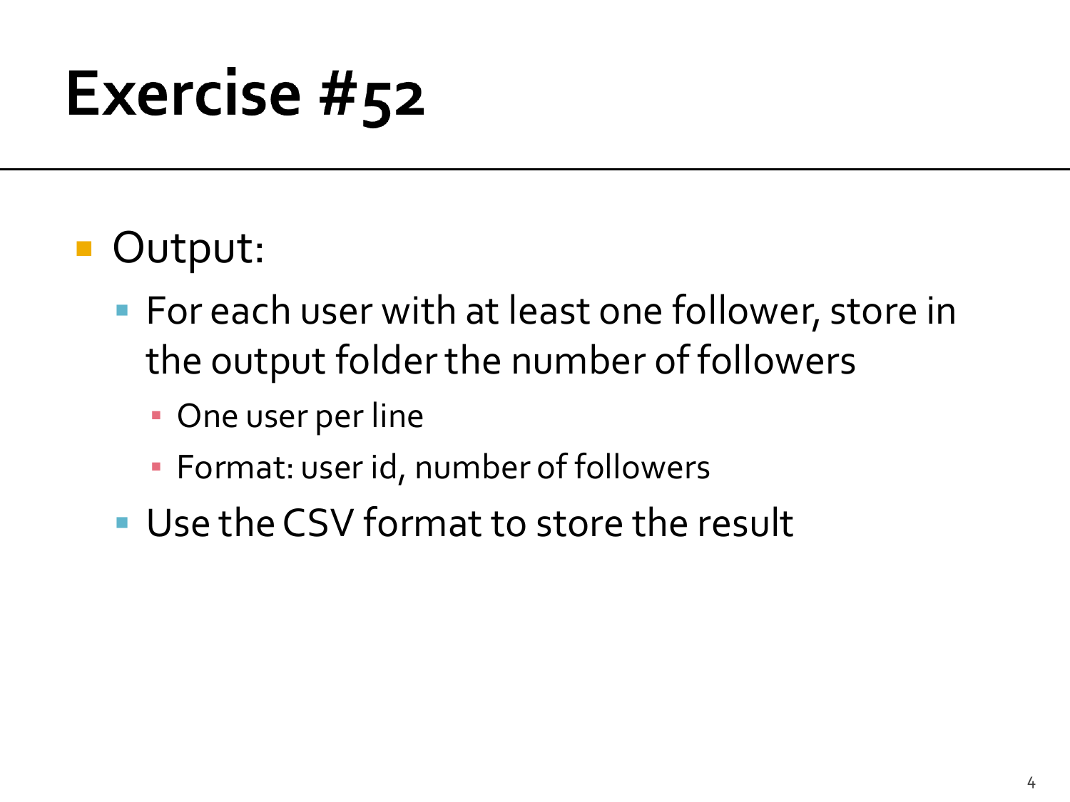# Exercise #52

- Output:
  - For each user with at least one follower, store in the output folder the number of followers
    - One user per line
    - Format: user id, number of followers
  - Use the CSV format to store the result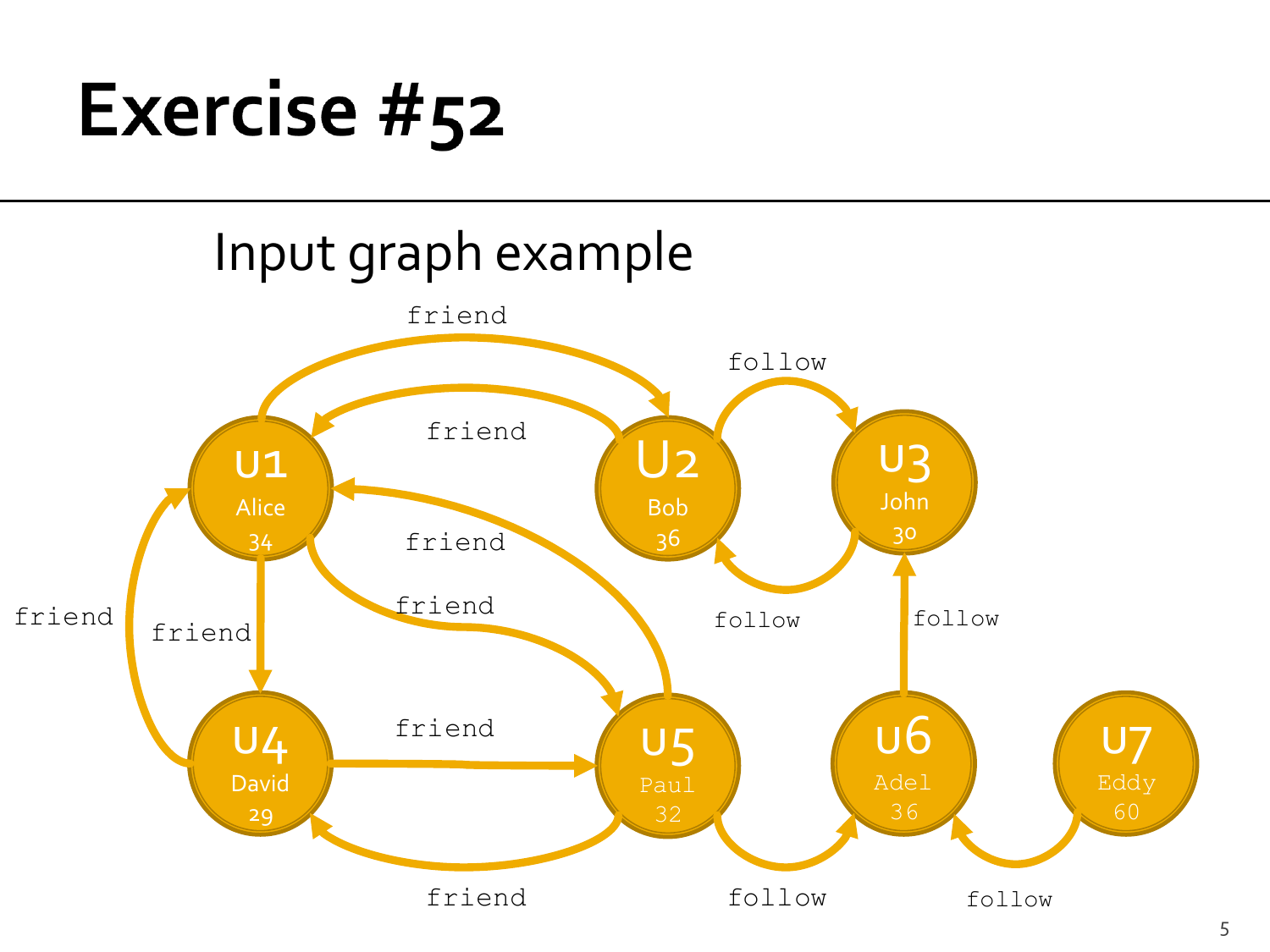# Exercise #52

Input graph example

friend

follow

friend

U1
Alice
34

U2
Bob
36

U3
John
30

friend

follow

friend

follow

friend

friend

U4
David
29

friend

U5
Paul
32

U6
Adel
36

U7
Eddy
60

friend

follow

follow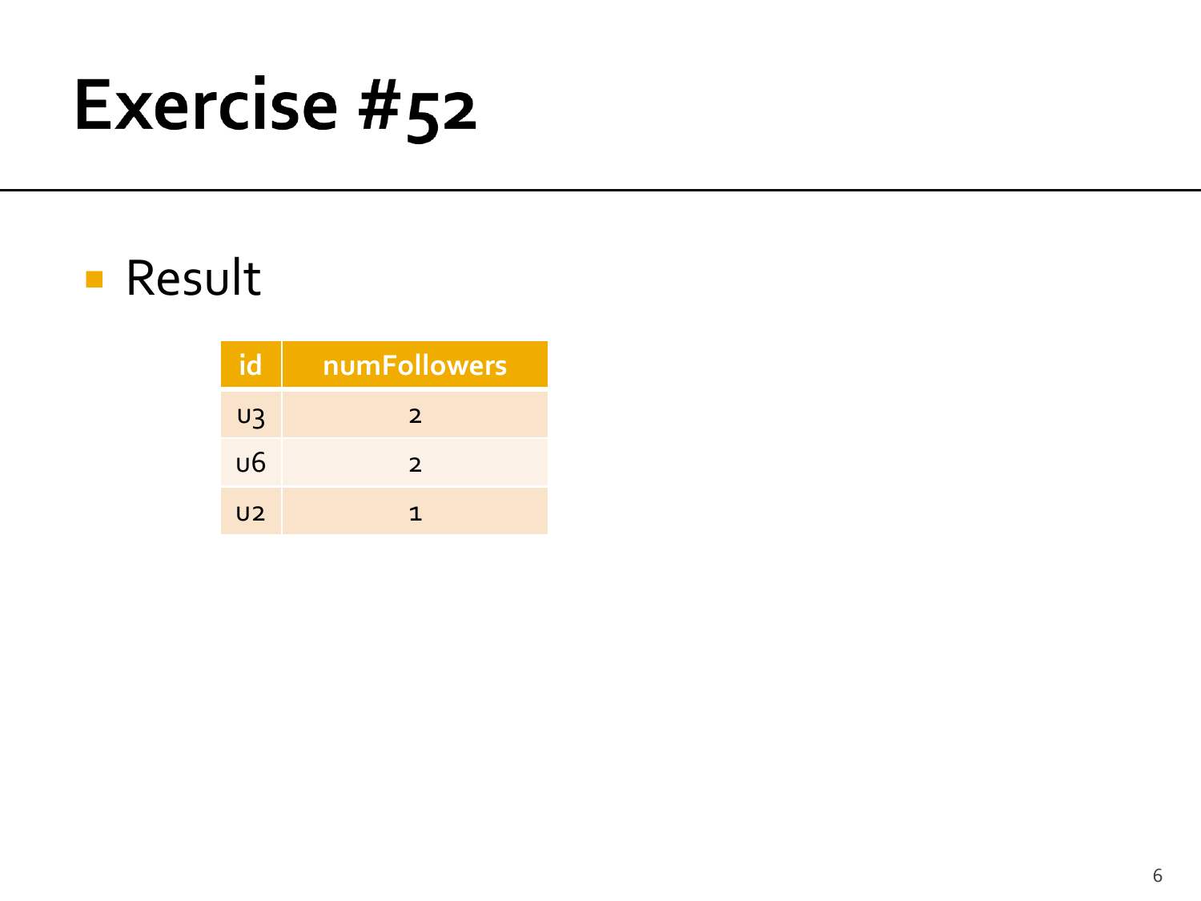# Exercise #52

- Result

| id | numFollowers |
| --- | --- |
| u3 | 2 |
| u6 | 2 |
| u2 | 1 |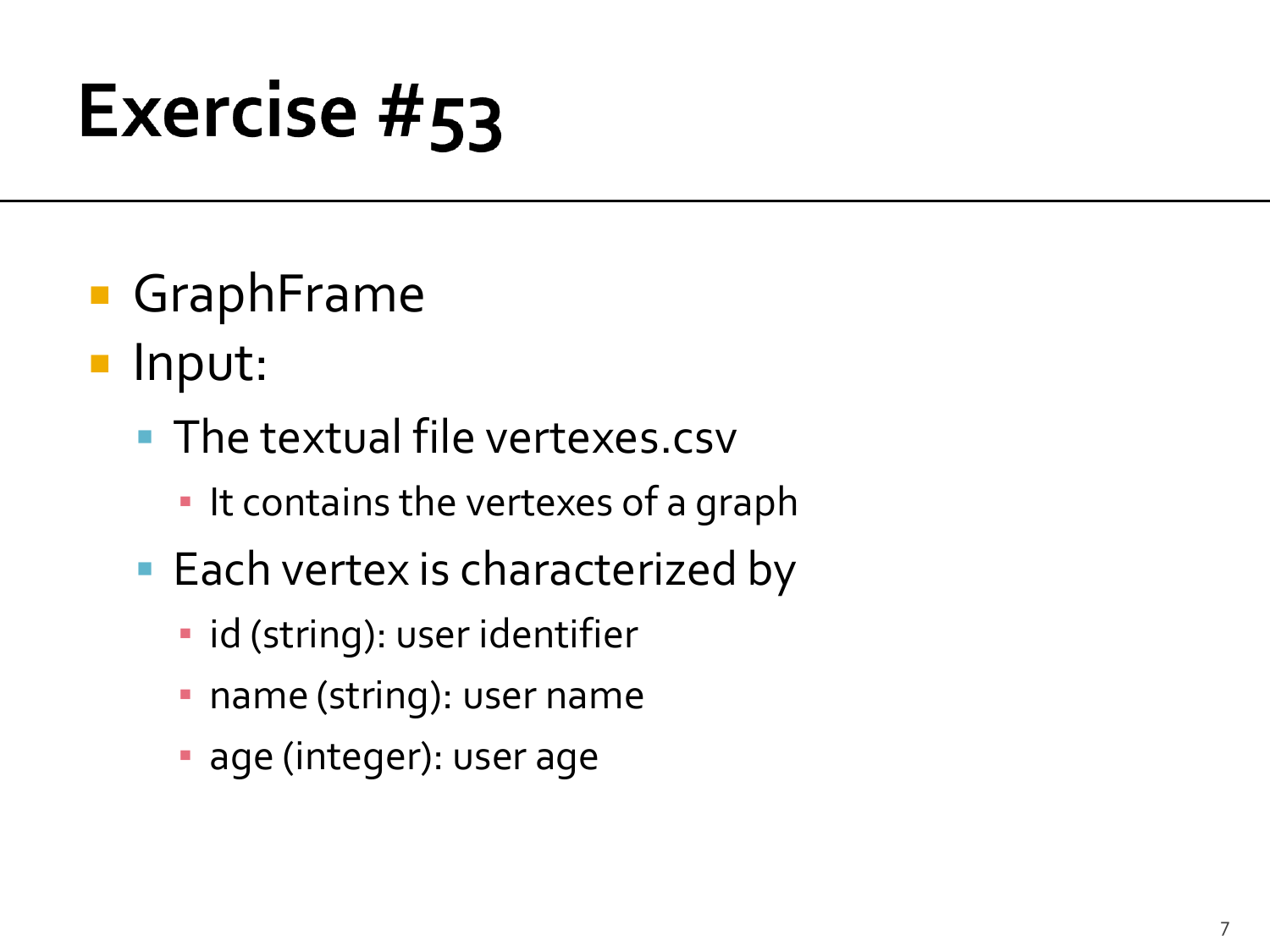# Exercise #53

- GraphFrame
- Input:
  - The textual file vertexes.csv
    - It contains the vertexes of a graph
  - Each vertex is characterized by
    - id (string): user identifier
    - name (string): user name
    - age (integer): user age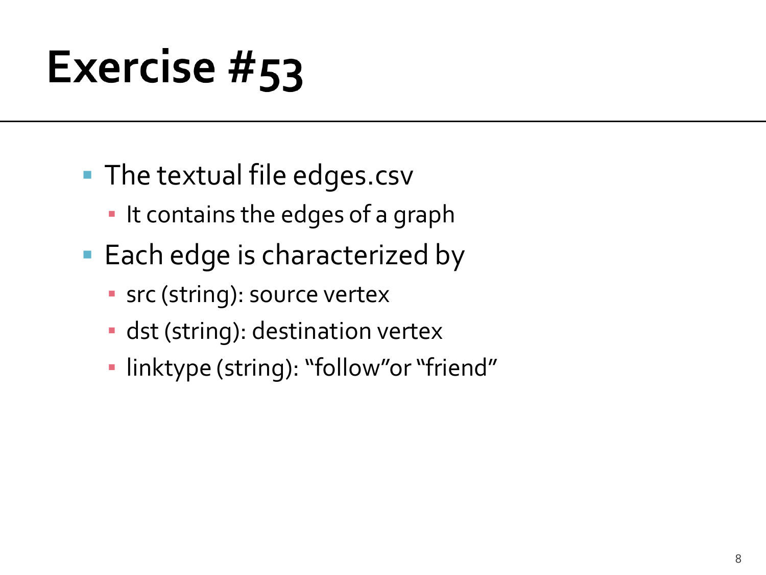# Exercise #53

- The textual file edges.csv
  - It contains the edges of a graph
- Each edge is characterized by
  - src (string): source vertex
  - dst (string): destination vertex
  - linktype (string): "follow"or "friend"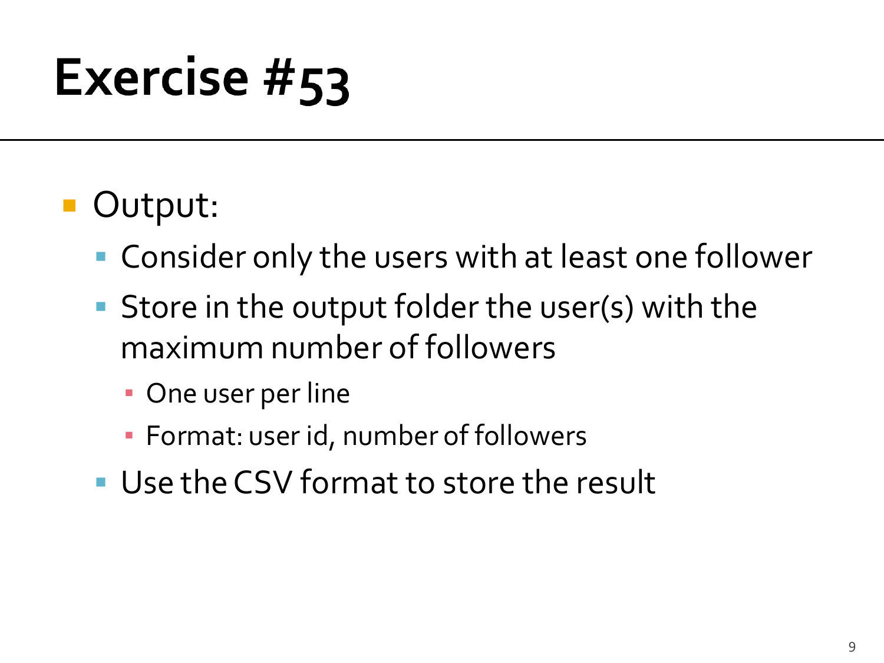# Exercise #53

- Output:
  - Consider only the users with at least one follower
  - Store in the output folder the user(s) with the maximum number of followers
    - One user per line
    - Format: user id, number of followers
  - Use the CSV format to store the result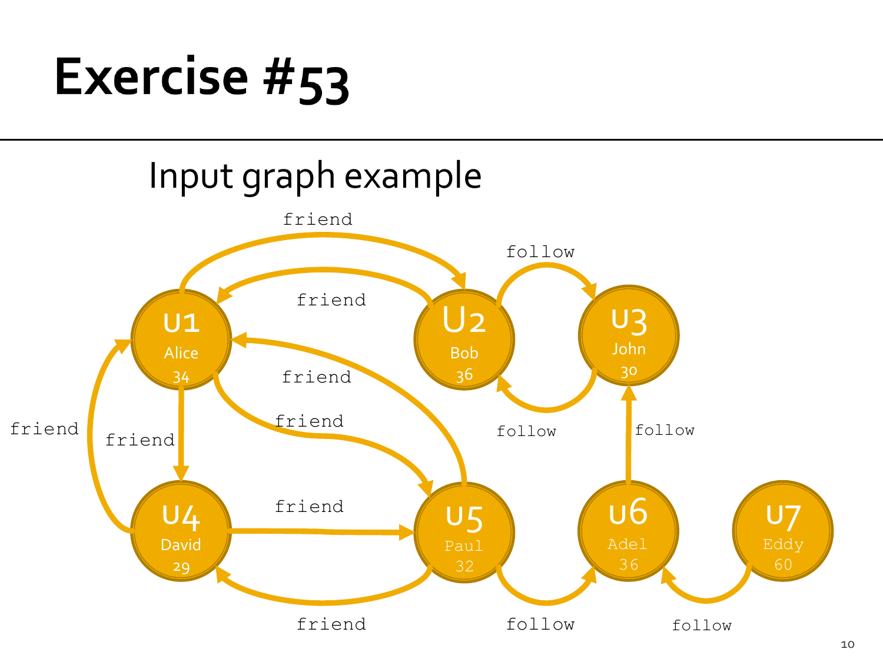# Exercise #53

Input graph example

U1 Alice 34

U2 Bob 36

U3 John 30

U4 David 29

U5 Paul 32

U6 Adel 36

U7 Eddy 60

friend

friend

friend

friend

friend

friend

friend

friend

follow

follow

follow

follow

follow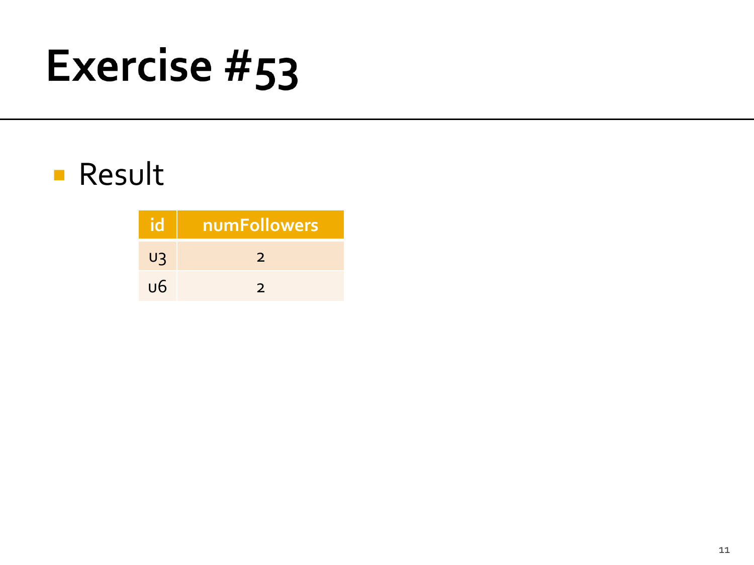# Exercise #53

- Result

| id | numFollowers |
| --- | --- |
| u3 | 2 |
| u6 | 2 |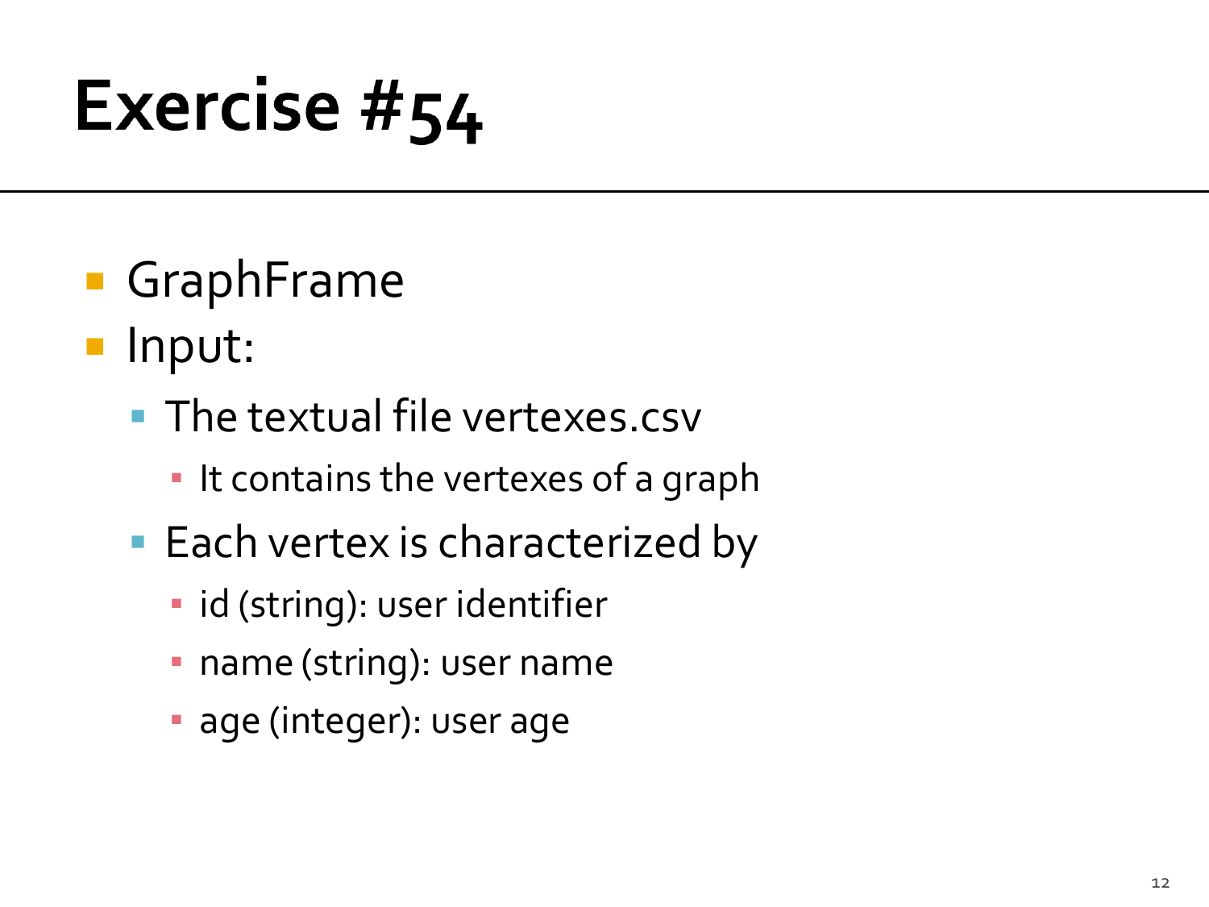# Exercise #54

- GraphFrame
- Input:
  - The textual file vertexes.csv
    - It contains the vertexes of a graph
  - Each vertex is characterized by
    - id (string): user identifier
    - name (string): user name
    - age (integer): user age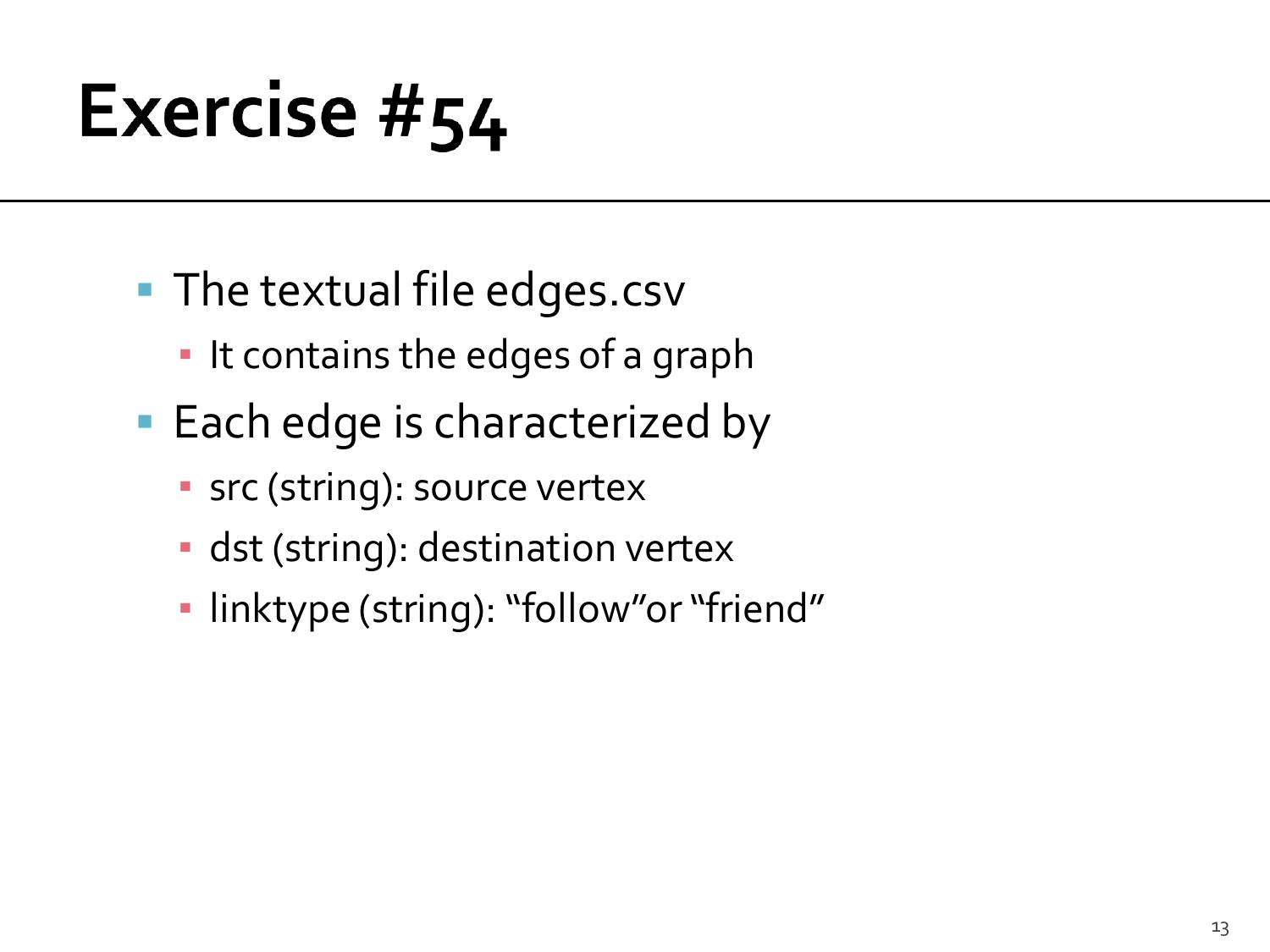# Exercise #54

- The textual file edges.csv
  - It contains the edges of a graph
- Each edge is characterized by
  - src (string): source vertex
  - dst (string): destination vertex
  - linktype (string): “follow”or “friend”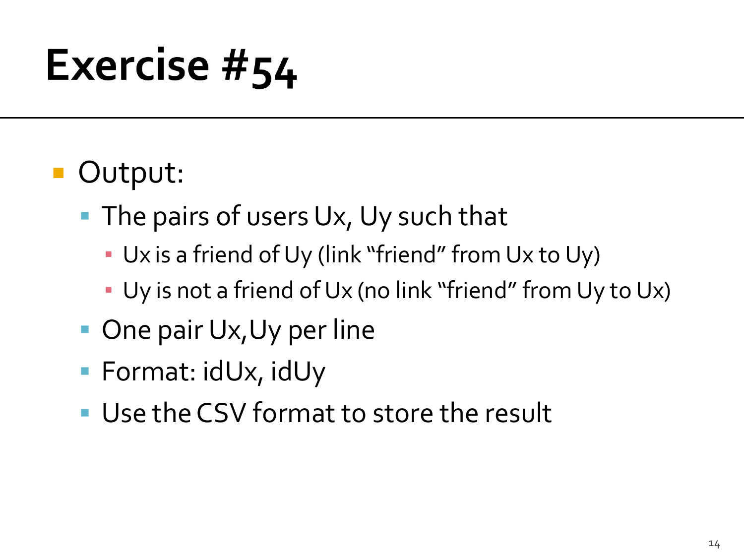# Exercise #54

- Output:
  - The pairs of users Ux, Uy such that
    - Ux is a friend of Uy (link "friend" from Ux to Uy)
    - Uy is not a friend of Ux (no link "friend" from Uy to Ux)
  - One pair Ux,Uy per line
  - Format: idUx, idUy
  - Use the CSV format to store the result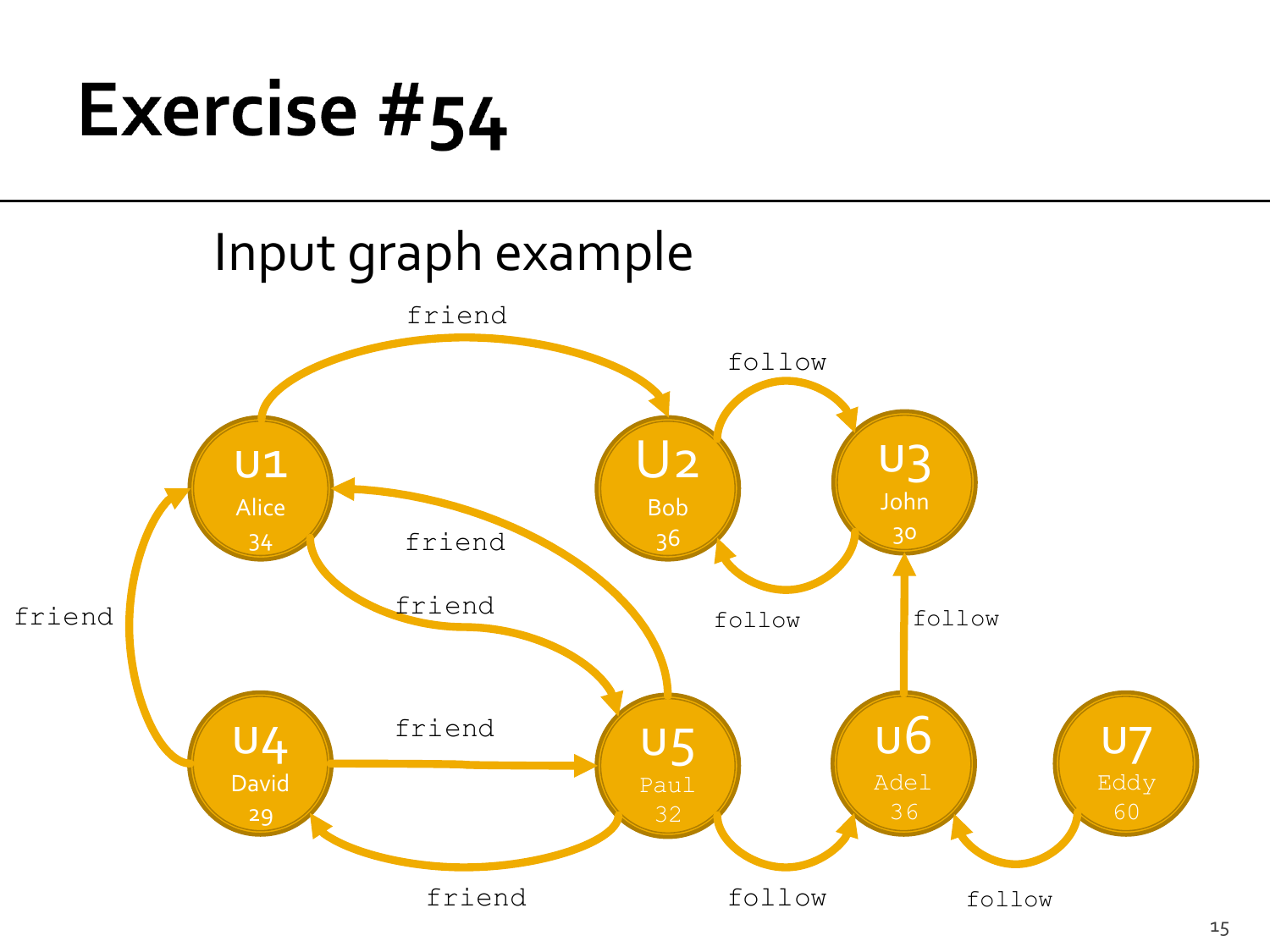# Exercise #54

Input graph example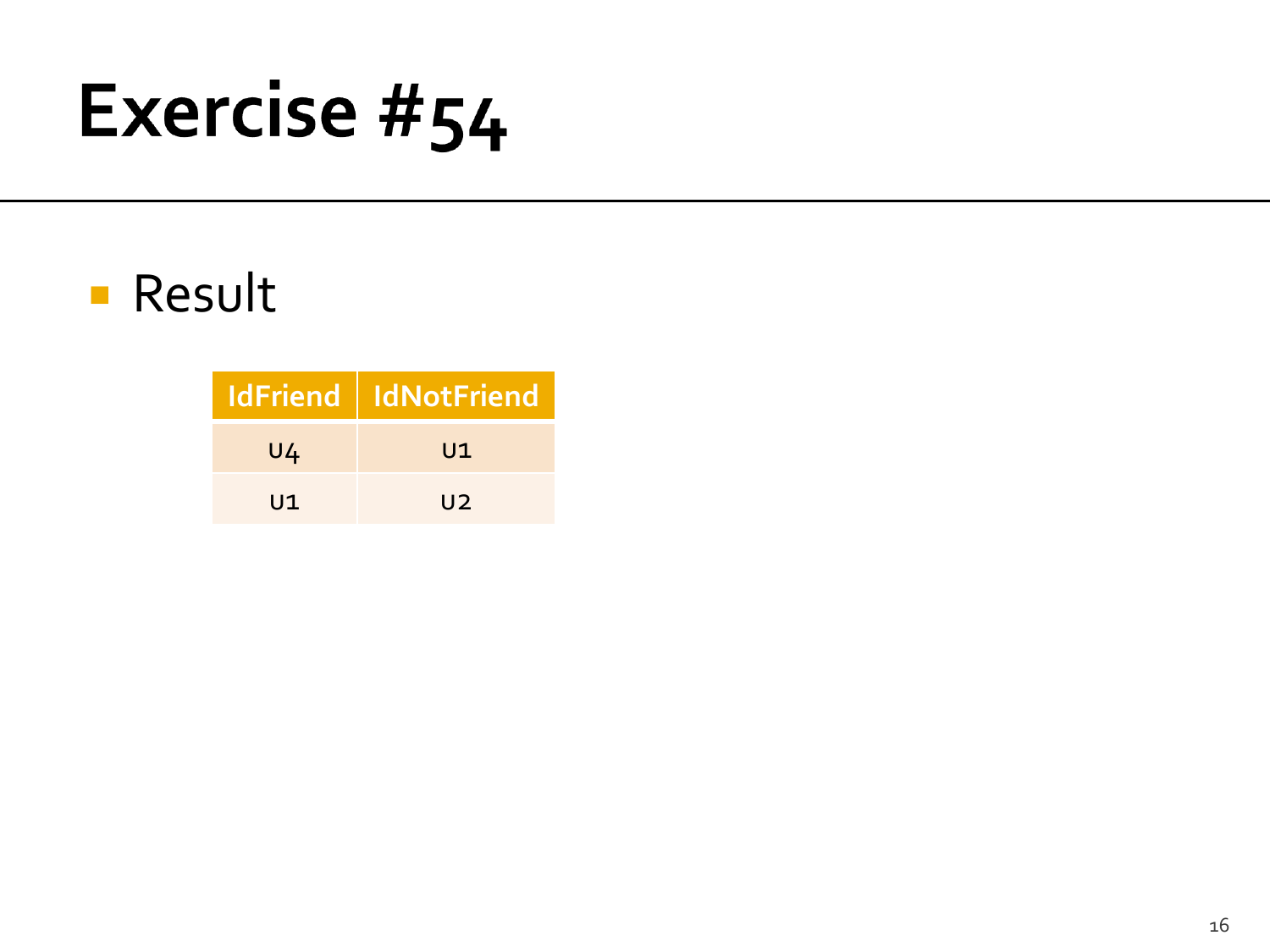# Exercise #54

- Result

| IdFriend | IdNotFriend |
|---|---|
| U4 | U1 |
| U1 | U2 |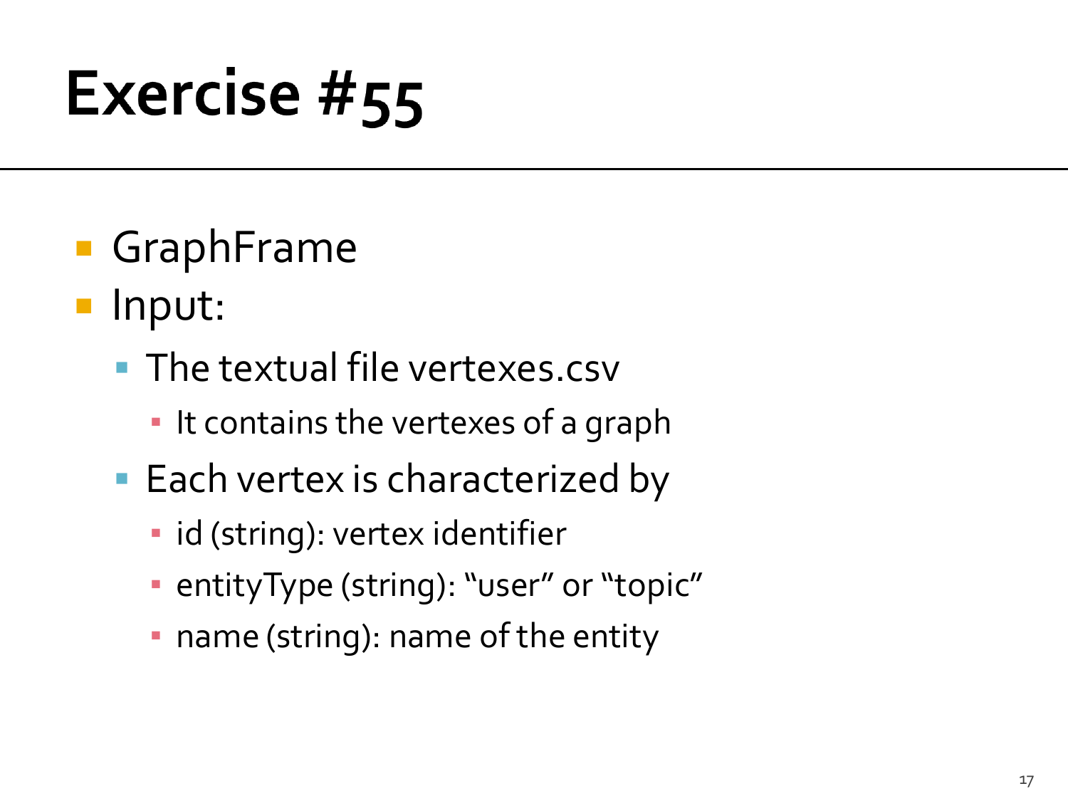# Exercise #55

- GraphFrame
- Input:
  - The textual file vertexes.csv
    - It contains the vertexes of a graph
  - Each vertex is characterized by
    - id (string): vertex identifier
    - entityType (string): "user" or "topic"
    - name (string): name of the entity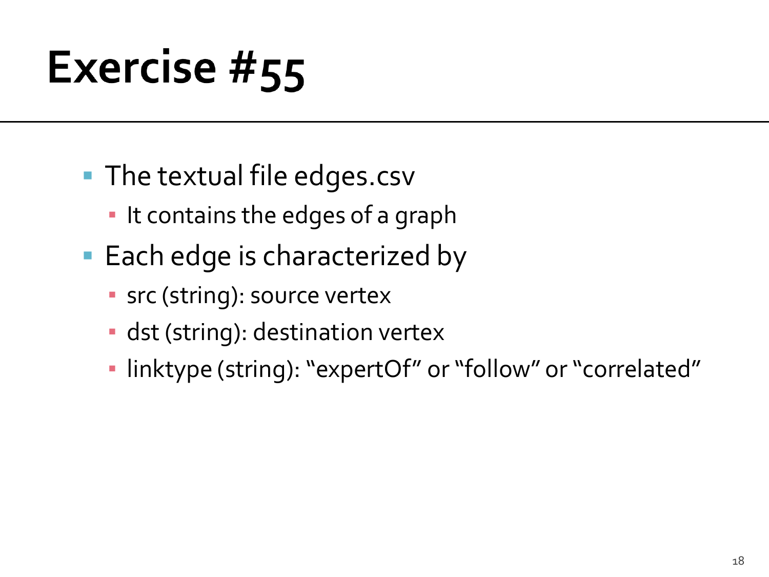# Exercise #55

- The textual file edges.csv
  - It contains the edges of a graph
- Each edge is characterized by
  - src (string): source vertex
  - dst (string): destination vertex
  - linktype (string): "expertOf" or "follow" or "correlated"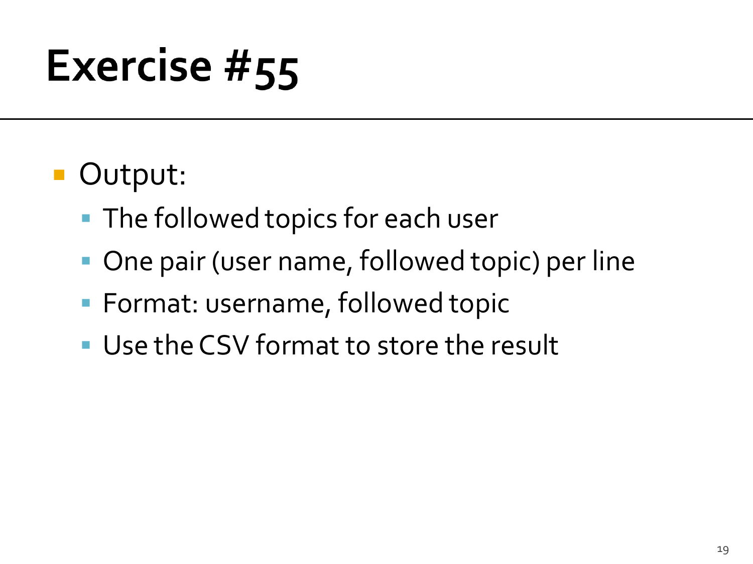# Exercise #55

- Output:
  - The followed topics for each user
  - One pair (user name, followed topic) per line
  - Format: username, followed topic
  - Use the CSV format to store the result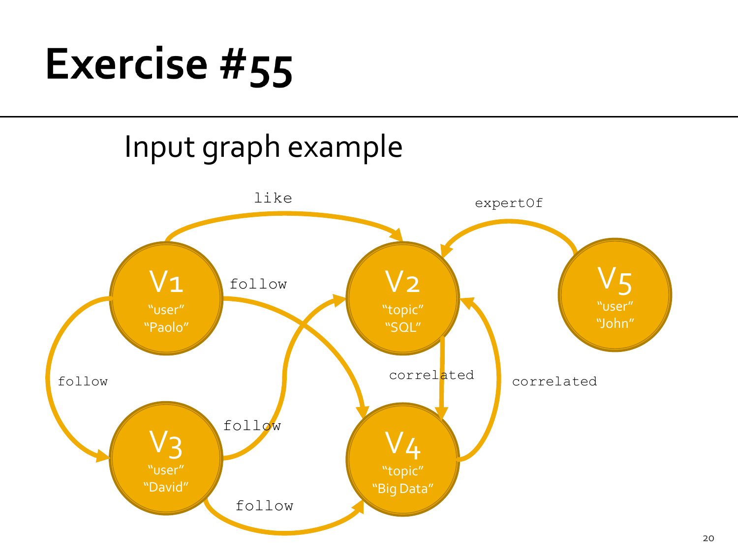# Exercise #55

Input graph example

V1 "user" "Paolo"

V2 "topic" "SQL"

V3 "user" "David"

V4 "topic" "Big Data"

V5 "user" "John"

like

expertOf

follow

follow

follow

follow

correlated

correlated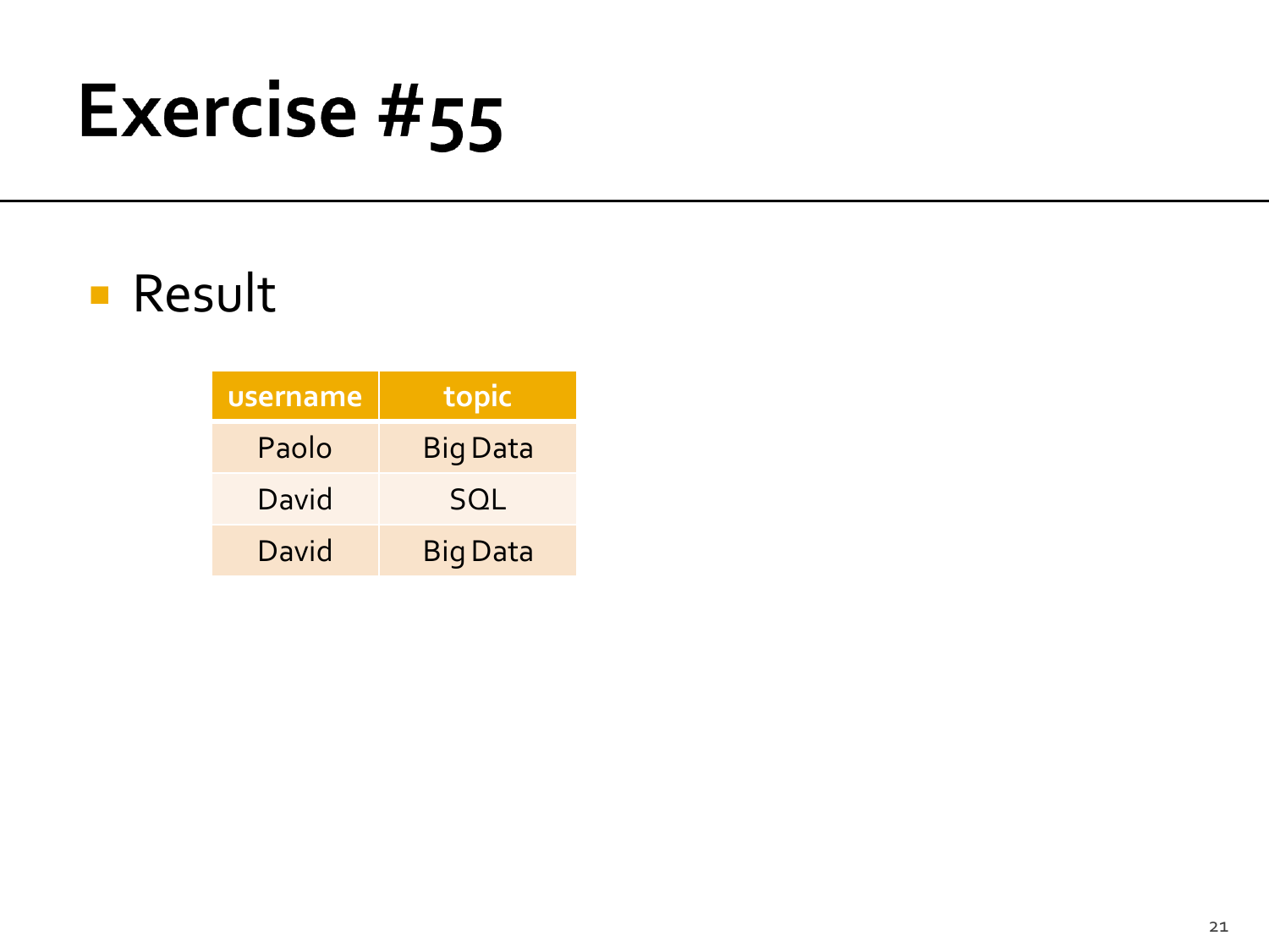# Exercise #55

- Result

| username | topic |
| --- | --- |
| Paolo | Big Data |
| David | SQL |
| David | Big Data |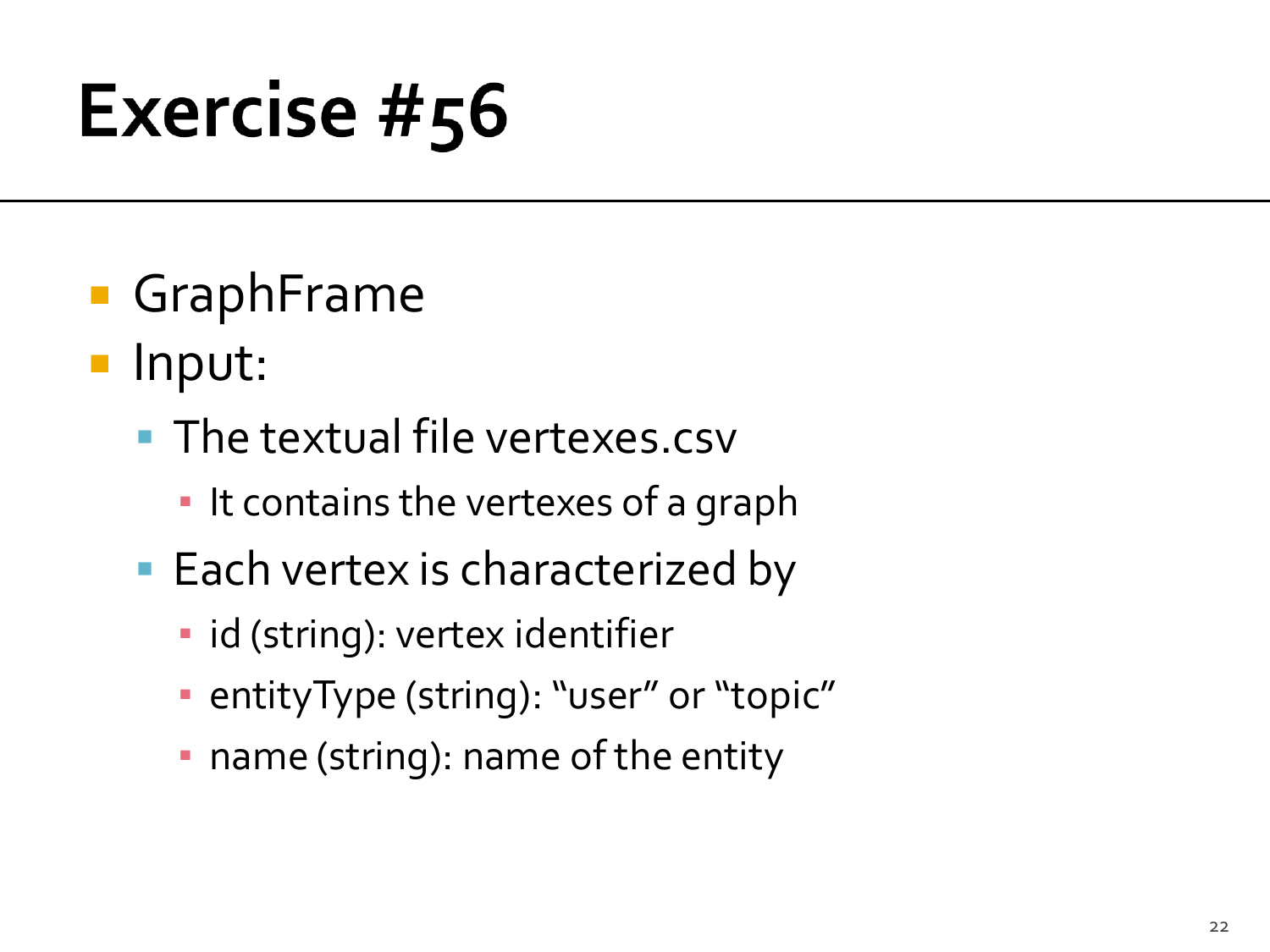# Exercise #56

- GraphFrame
- Input:
  - The textual file vertexes.csv
    - It contains the vertexes of a graph
  - Each vertex is characterized by
    - id (string): vertex identifier
    - entityType (string): "user" or "topic"
    - name (string): name of the entity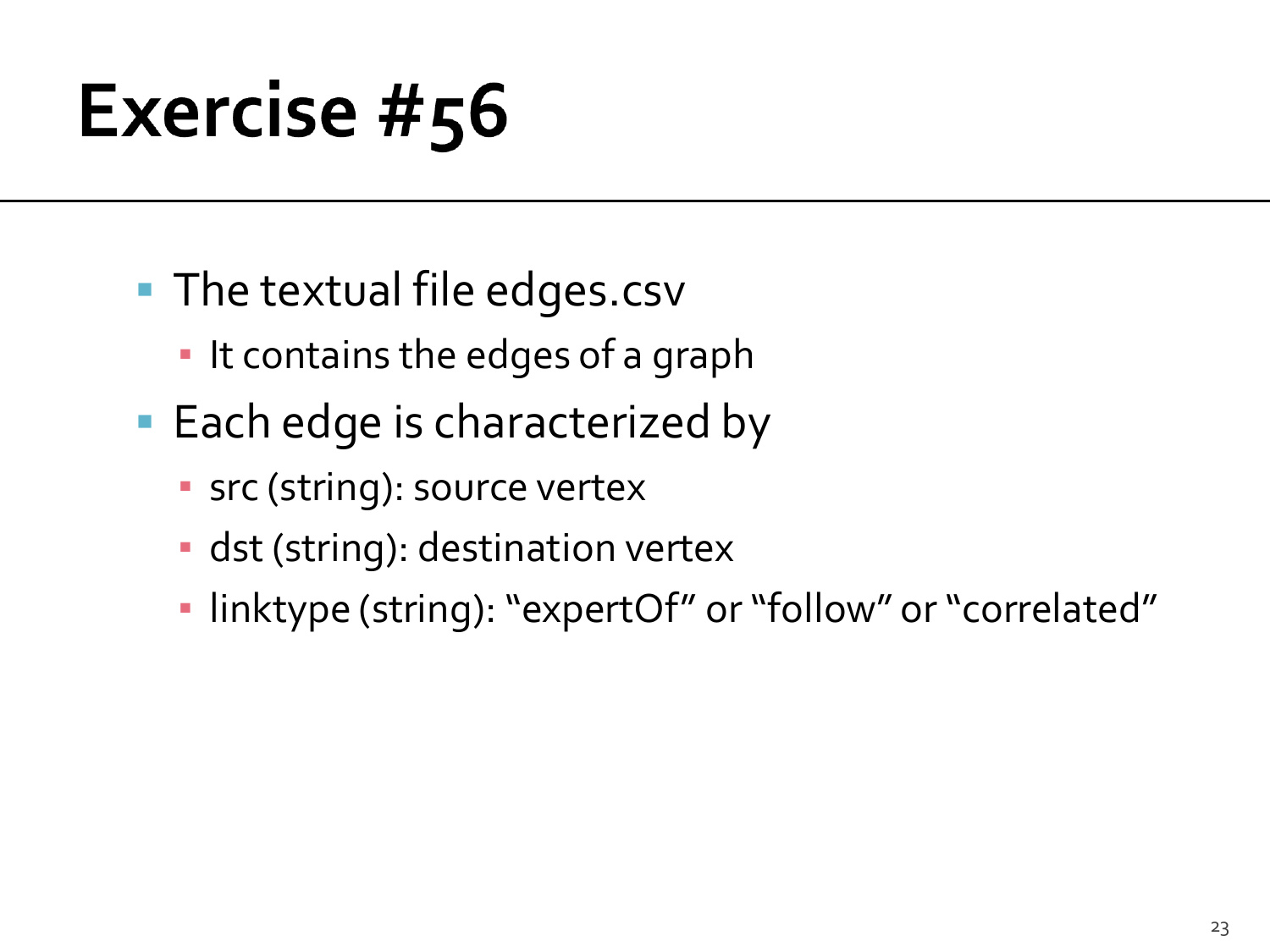# Exercise #56

- The textual file edges.csv
  - It contains the edges of a graph
- Each edge is characterized by
  - src (string): source vertex
  - dst (string): destination vertex
  - linktype (string): "expertOf" or "follow" or "correlated"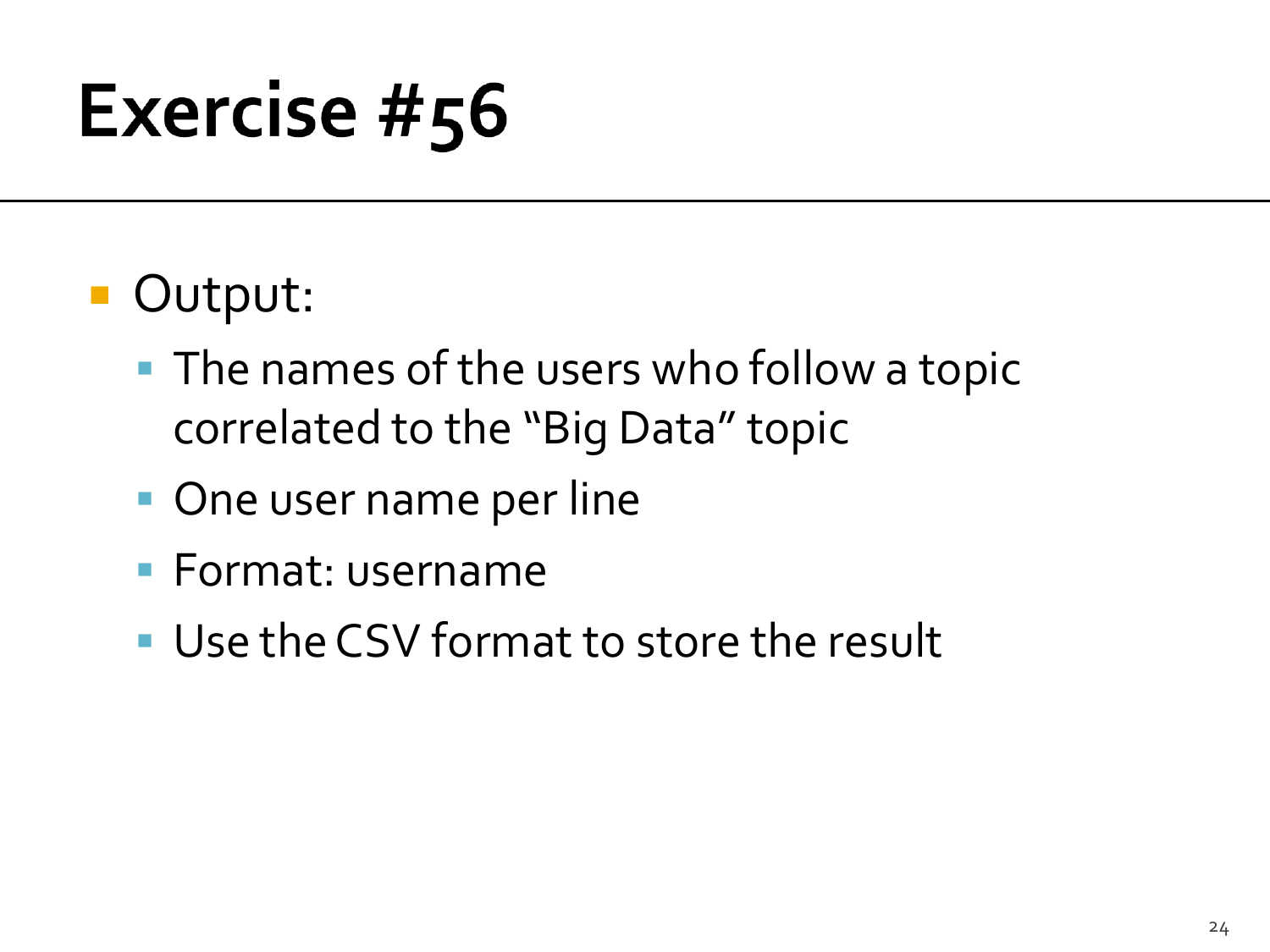# Exercise #56

- Output:
  - The names of the users who follow a topic correlated to the “Big Data” topic
  - One user name per line
  - Format: username
  - Use the CSV format to store the result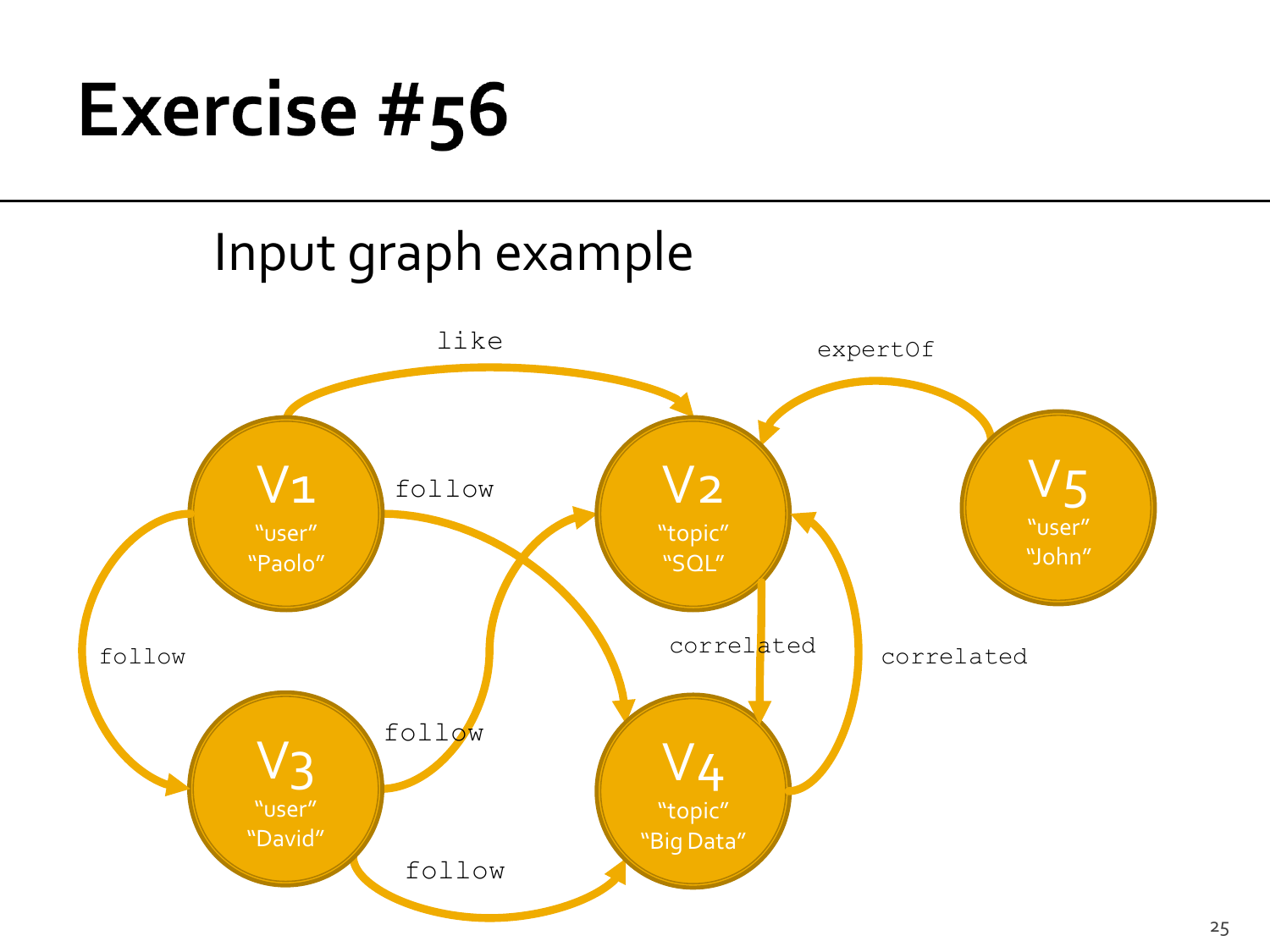# Exercise #56

Input graph example

V1 "user" "Paolo"

V2 "topic" "SQL"

V3 "user" "David"

V4 "topic" "Big Data"

V5 "user" "John"

like

follow

follow

follow

follow

correlated

correlated

expertOf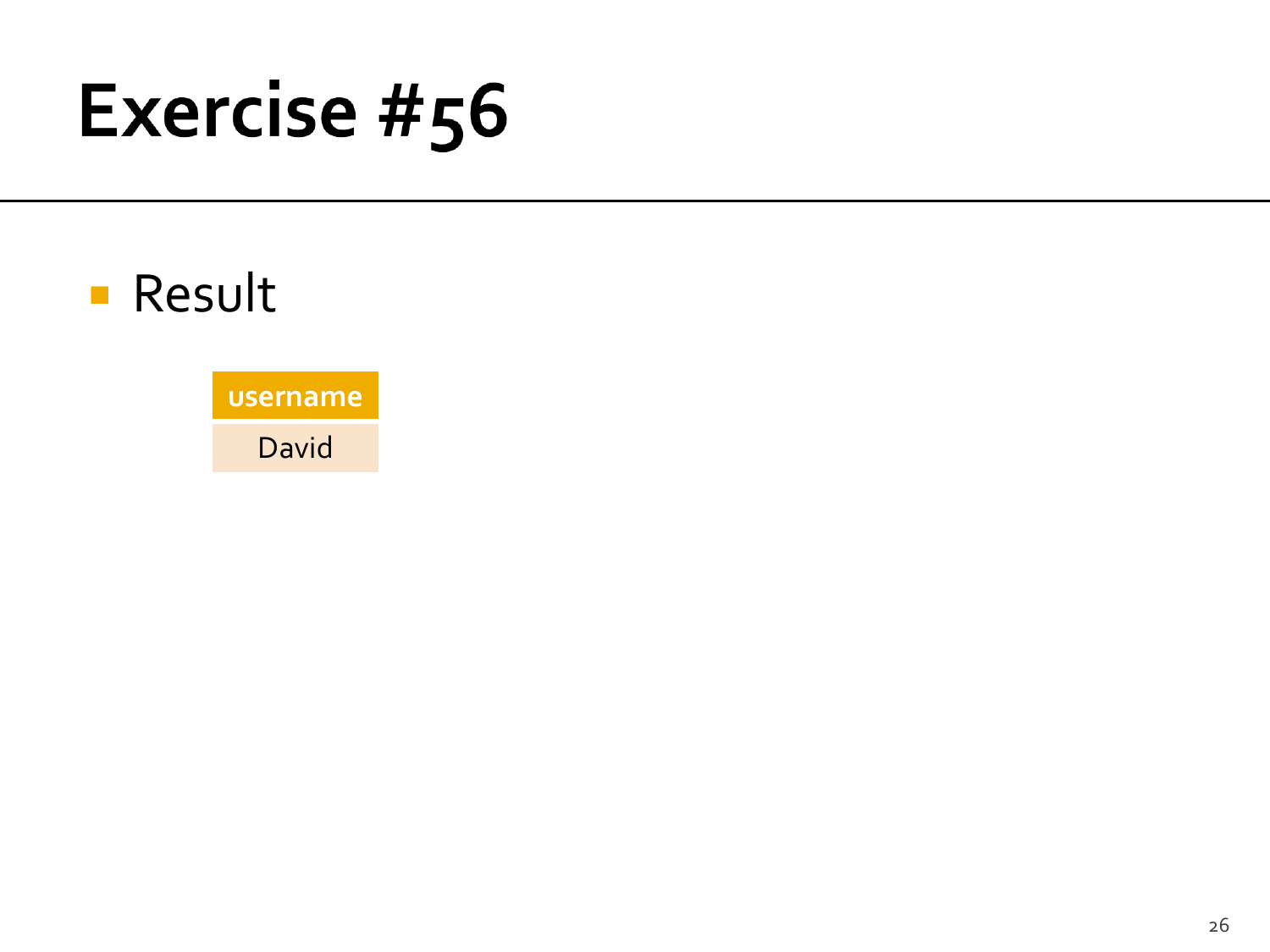# Exercise #56

- Result

| username |
|---|
| David |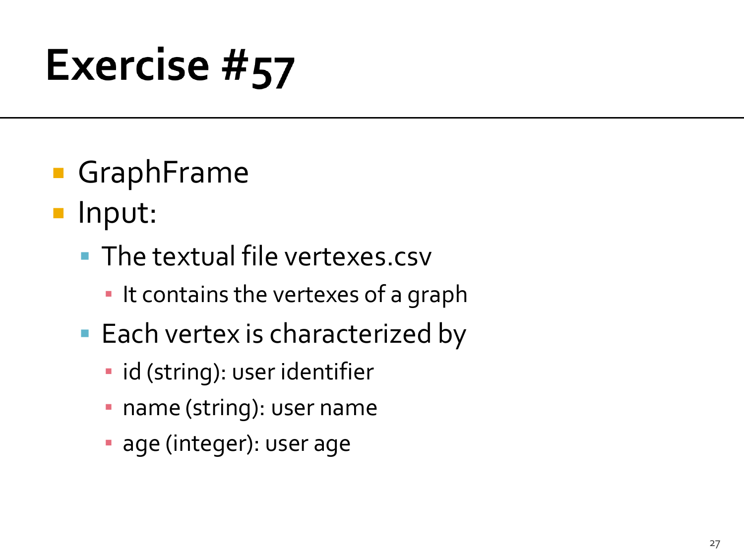# Exercise #57

- GraphFrame
- Input:
  - The textual file vertexes.csv
    - It contains the vertexes of a graph
  - Each vertex is characterized by
    - id (string): user identifier
    - name (string): user name
    - age (integer): user age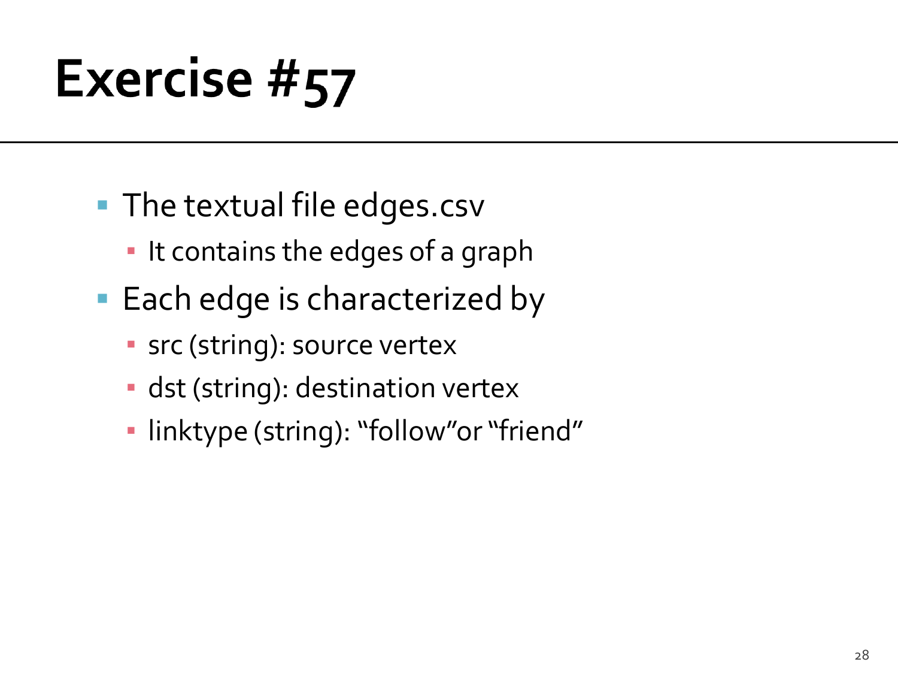# Exercise #57

- The textual file edges.csv
  - It contains the edges of a graph
- Each edge is characterized by
  - src (string): source vertex
  - dst (string): destination vertex
  - linktype (string): "follow"or "friend"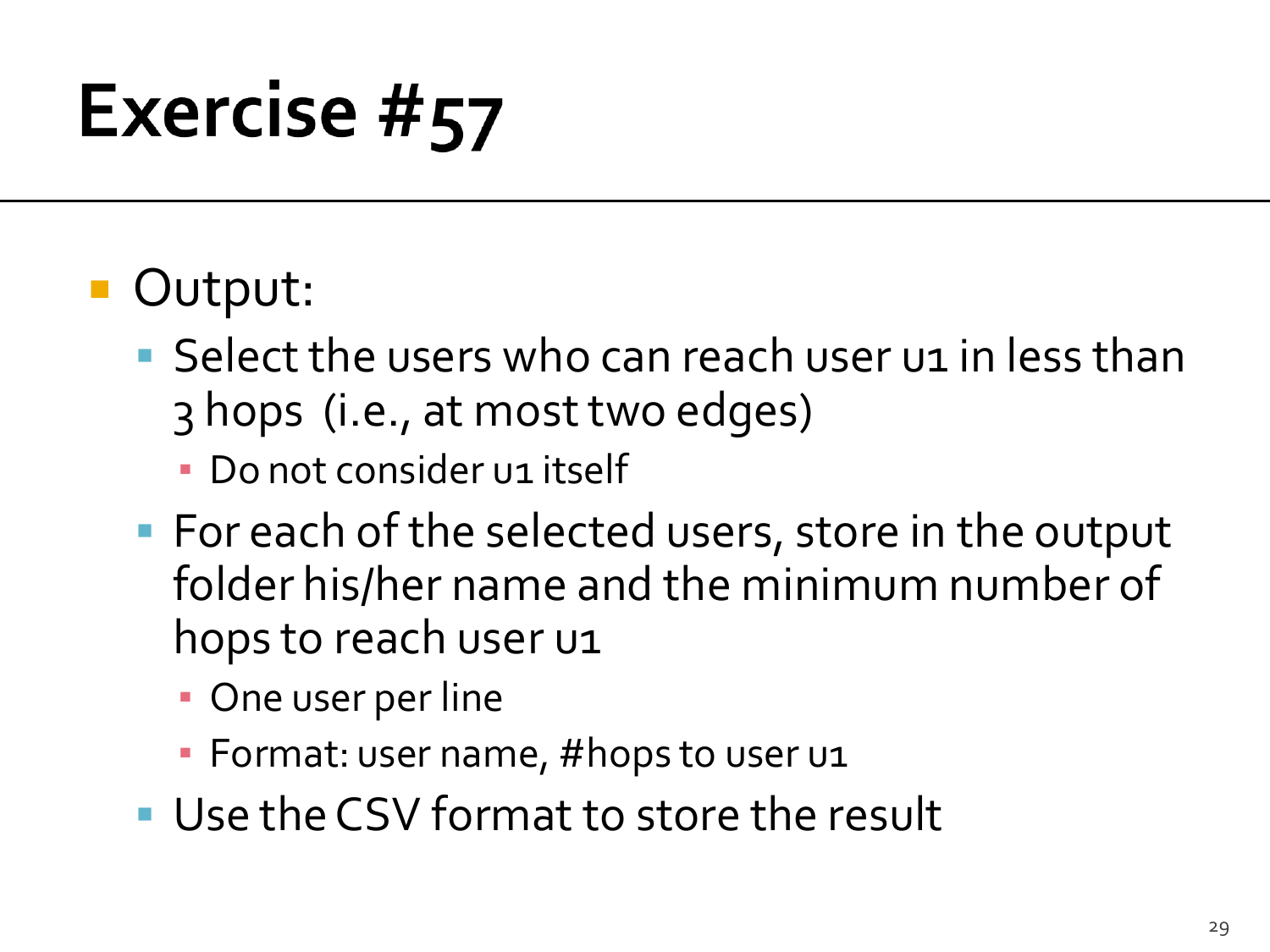# Exercise #57

- Output:
  - Select the users who can reach user u1 in less than 3 hops (i.e., at most two edges)
    - Do not consider u1 itself
  - For each of the selected users, store in the output folder his/her name and the minimum number of hops to reach user u1
    - One user per line
    - Format: user name, #hops to user u1
  - Use the CSV format to store the result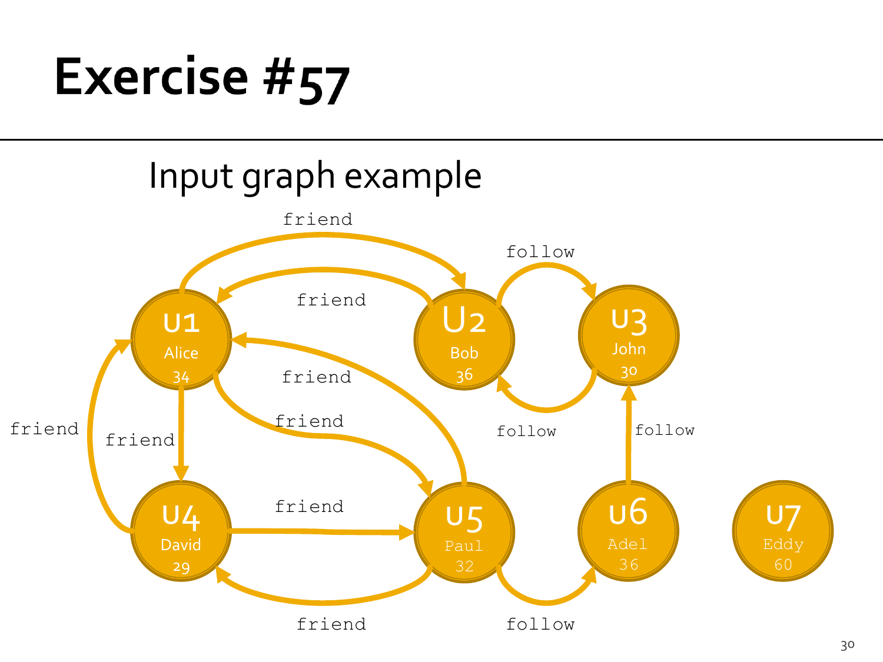# Exercise #57

## Input graph example

friend

follow

friend

U1
Alice
34

U2
Bob
36

U3
John
30

friend

friend

follow

follow

friend

friend

U4
David
29

U5
Paul
32

U6
Adel
36

U7
Eddy
60

friend

friend

follow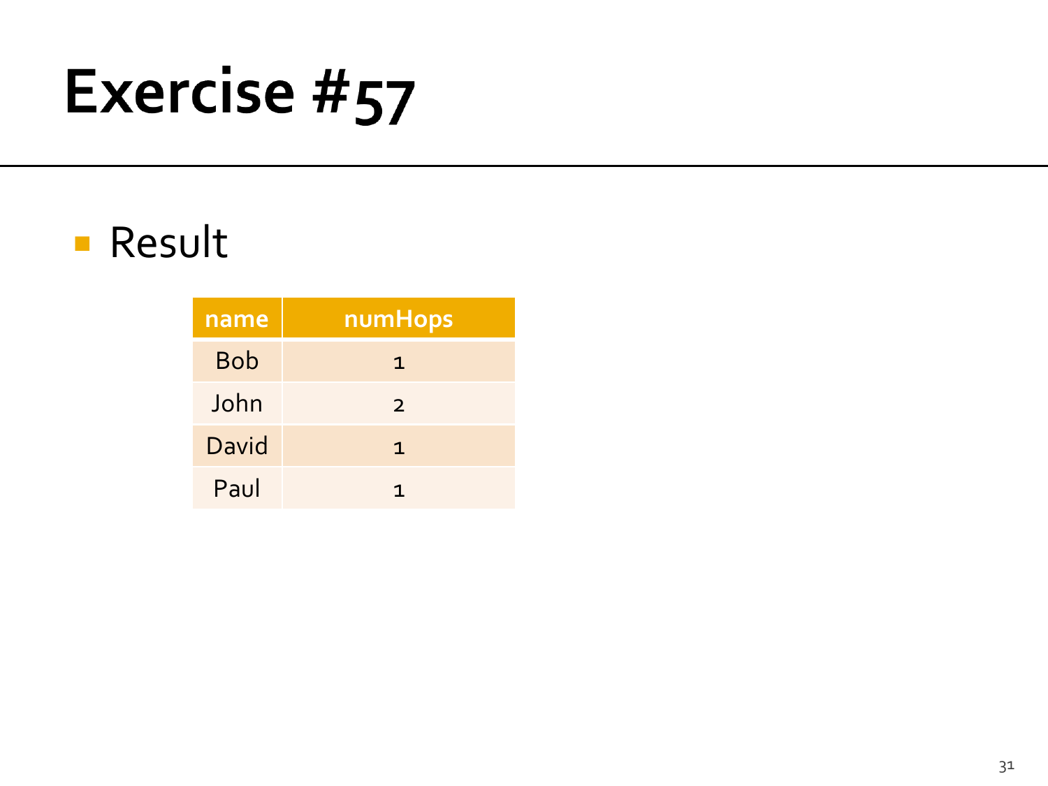# Exercise #57

- Result

| name | numHops |
| --- | --- |
| Bob | 1 |
| John | 2 |
| David | 1 |
| Paul | 1 |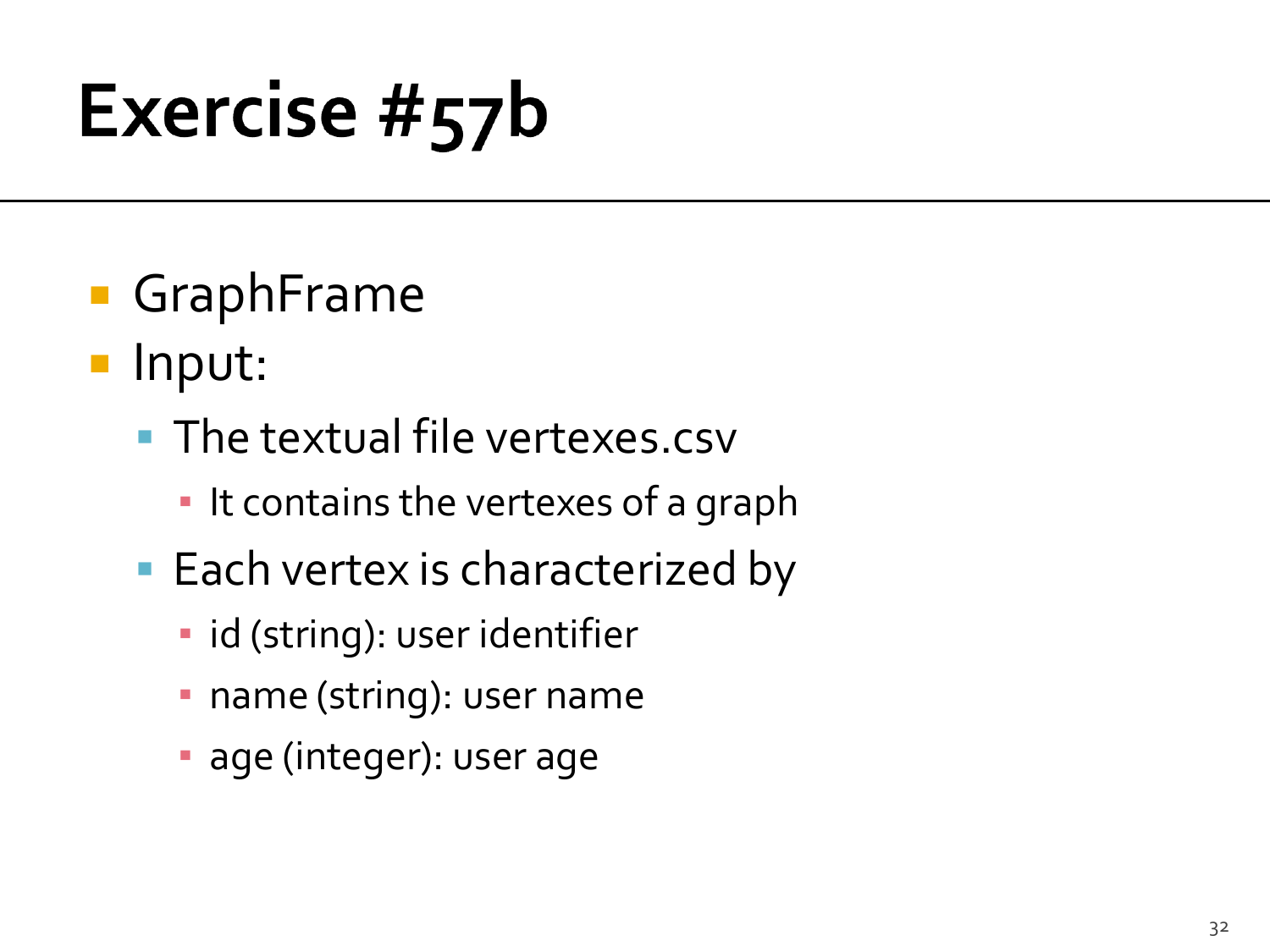# Exercise #57b

- GraphFrame
- Input:
  - The textual file vertexes.csv
    - It contains the vertexes of a graph
  - Each vertex is characterized by
    - id (string): user identifier
    - name (string): user name
    - age (integer): user age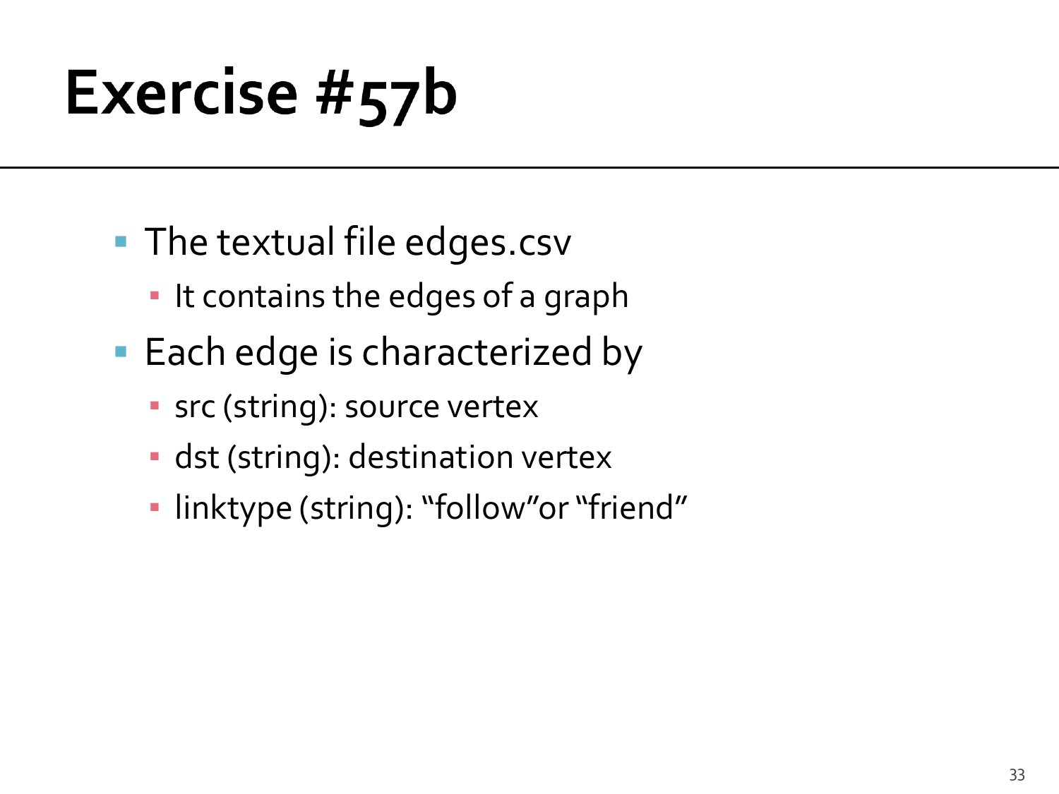# Exercise #57b

- The textual file edges.csv
  - It contains the edges of a graph
- Each edge is characterized by
  - src (string): source vertex
  - dst (string): destination vertex
  - linktype (string): “follow”or “friend”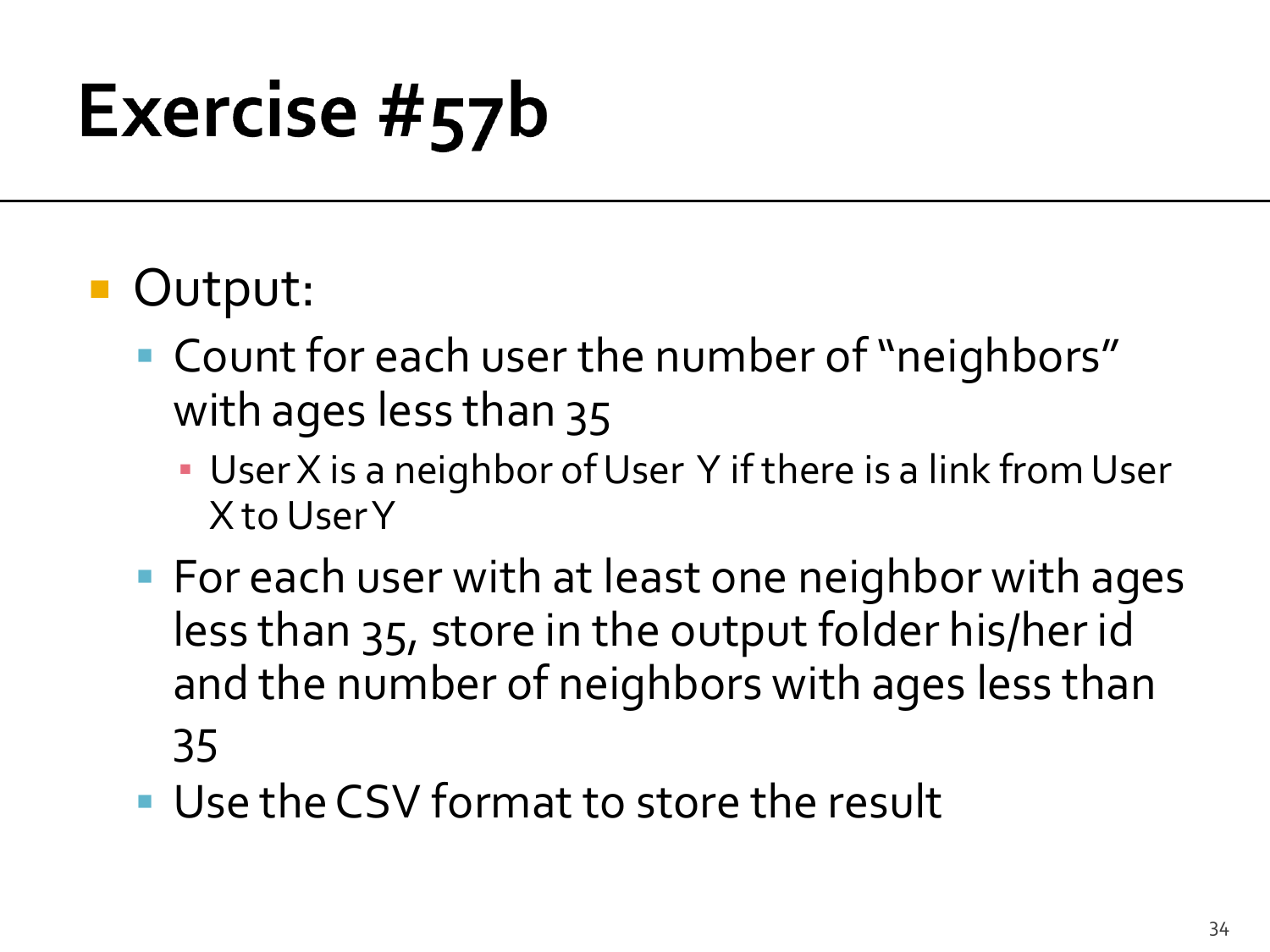# Exercise #57b

- Output:
  - Count for each user the number of "neighbors" with ages less than 35
    - User X is a neighbor of User Y if there is a link from User X to User Y
  - For each user with at least one neighbor with ages less than 35, store in the output folder his/her id and the number of neighbors with ages less than 35
  - Use the CSV format to store the result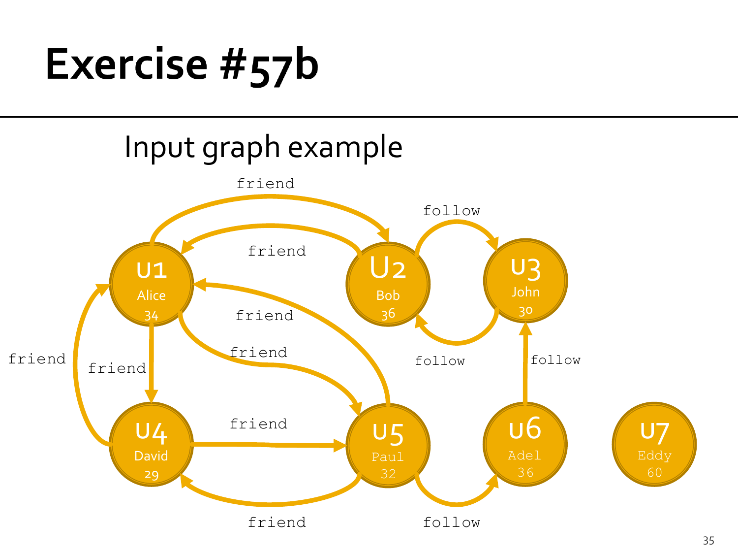# Exercise #57b

Input graph example

friend

follow

friend

U1
Alice
34

U2
Bob
36

U3
John
30

friend

follow

follow

friend

friend

friend

friend

U4
David
29

U5
Paul
32

U6
Adel
36

U7
Eddy
60

friend

follow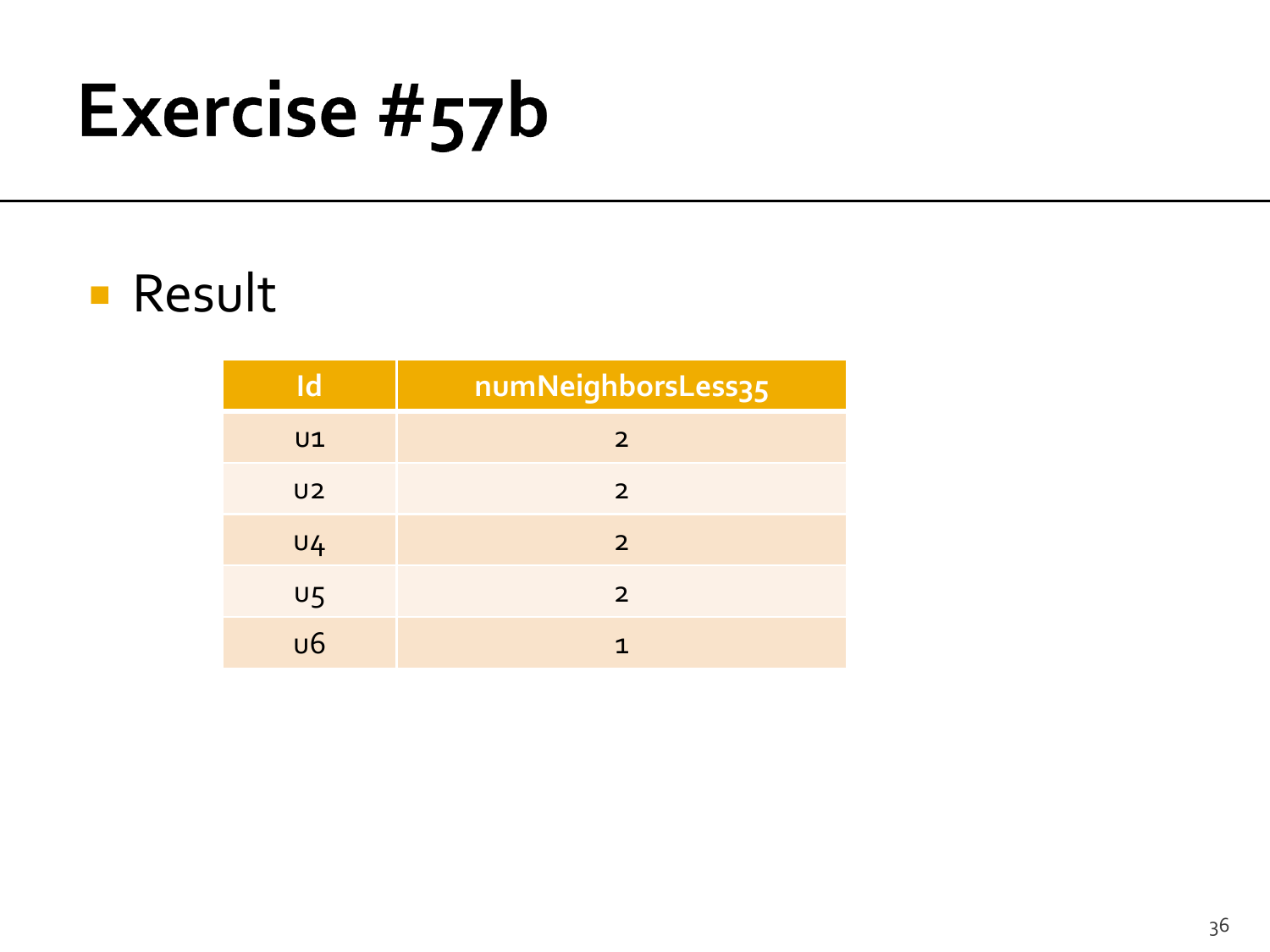# Exercise #57b

- Result

| Id | numNeighborsLess35 |
| --- | --- |
| u1 | 2 |
| u2 | 2 |
| u4 | 2 |
| u5 | 2 |
| u6 | 1 |